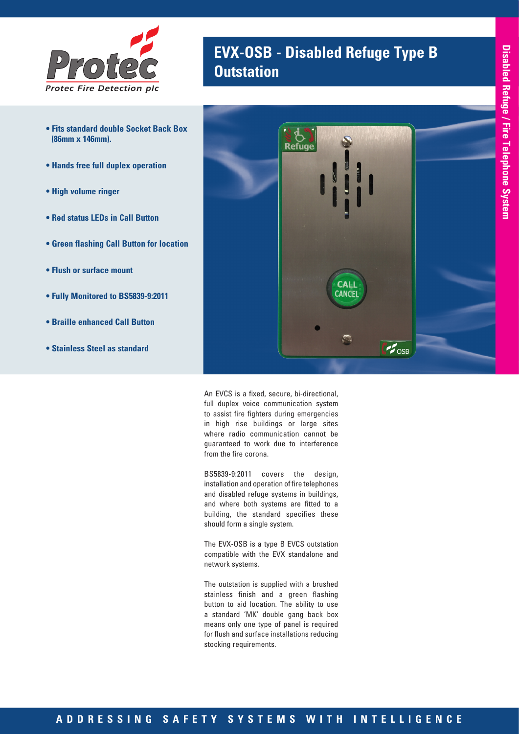Protec

*Protec Fire Detection plc*

# EVX-OSB - Disabled Refuge Type B Outstation

Disabled Refuge / Fire Telephone System

- **Fits standard double Socket Back Box (86mm x 146mm).**
- **Hands free full duplex operation**
- **High volume ringer**
- **Red status LEDs in Call Button**
- **Green flashing Call Button for location**
- **Flush or surface mount**
- **Fully Monitored to BS5839-9:2011**
- **Braille enhanced Call Button**
- **Stainless Steel as standard**

An EVCS is a fixed, secure, bi-directional, full duplex voice communication system to assist fire fighters during emergencies in high rise buildings or large sites where radio communication cannot be guaranteed to work due to interference from the fire corona.

BS5839-9:2011 covers the design, installation and operation of fire telephones and disabled refuge systems in buildings, and where both systems are fitted to a building, the standard specifies these should form a single system.

The EVX-OSB is a type B EVCS outstation compatible with the EVX standalone and network systems.

The outstation is supplied with a brushed stainless finish and a green flashing button to aid location. The ability to use a standard 'MK' double gang back box means only one type of panel is required for flush and surface installations reducing stocking requirements.

ADDRESSING SAFETY SYSTEMS WITH INTELLIGENCE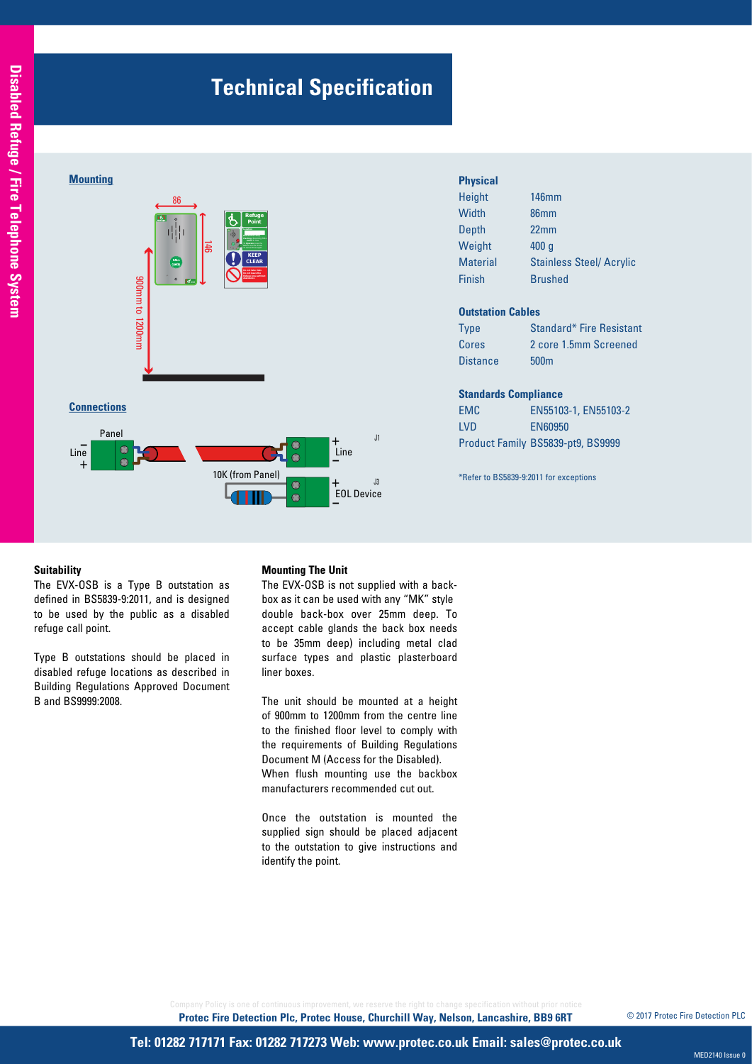# Technical Specification

## Mounting

86

146

900mm to 1200mm

## Connections

Panel

Line

10K (from Panel)

J1

Line

J3

EOL Device

### Physical

| | |
|---|---|
| Height | 146mm |
| Width | 86mm |
| Depth | 22mm |
| Weight | 400 g |
| Material | Stainless Steel/ Acrylic |
| Finish | Brushed |

### Outstation Cables

| | |
|---|---|
| Type | Standard* Fire Resistant |
| Cores | 2 core 1.5mm Screened |
| Distance | 500m |

### Standards Compliance

| | |
|---|---|
| EMC | EN55103-1, EN55103-2 |
| LVD | EN60950 |
| Product Family | BS5839-pt9, BS9999 |

*Refer to BS5839-9:2011 for exceptions

**Suitability**

The EVX-OSB is a Type B outstation as defined in BS5839-9:2011, and is designed to be used by the public as a disabled refuge call point.

Type B outstations should be placed in disabled refuge locations as described in Building Regulations Approved Document B and BS9999:2008.

**Mounting The Unit**

The EVX-OSB is not supplied with a back-box as it can be used with any "MK" style double back-box over 25mm deep. To accept cable glands the back box needs to be 35mm deep) including metal clad surface types and plastic plasterboard liner boxes.

The unit should be mounted at a height of 900mm to 1200mm from the centre line to the finished floor level to comply with the requirements of Building Regulations Document M (Access for the Disabled). When flush mounting use the backbox manufacturers recommended cut out.

Once the outstation is mounted the supplied sign should be placed adjacent to the outstation to give instructions and identify the point.

Company Policy is one of continuous improvement, we reserve the right to change specification without prior notice

**Protec Fire Detection Plc, Protec House, Churchill Way, Nelson, Lancashire, BB9 6RT**

© 2017 Protec Fire Detection PLC

**Tel: 01282 717171 Fax: 01282 717273 Web: www.protec.co.uk Email: sales@protec.co.uk**

MED2140 Issue 0